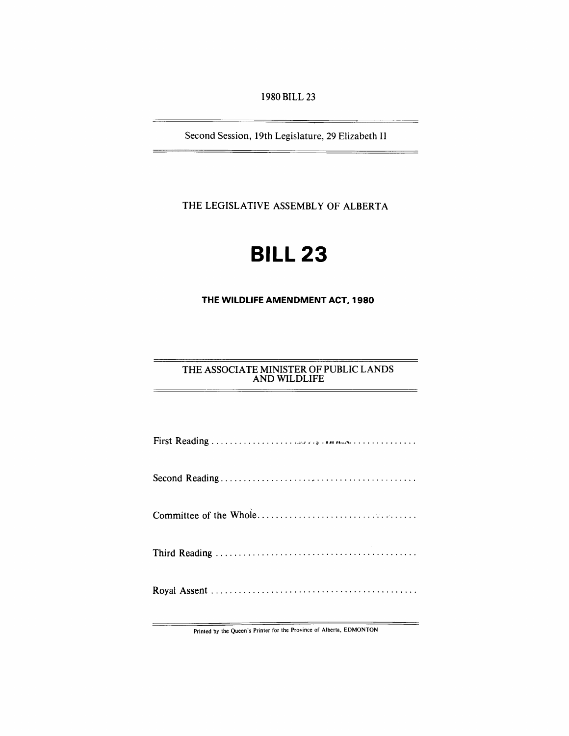1980 BILL 23

Second Session, 19th Legislature, 29 Elizabeth II

THE LEGISLATIVE ASSEMBLY OF ALBERTA

# BILL 23

## THE WILDLIFE AMENDMENT ACT, 1980

THE ASSOCIATE MINISTER OF PUBLIC LANDS AND WILDLIFE

First Reading ..............................................

Second Reading ..............................................

Committee of the Whole ..............................................

Third Reading ..............................................

Royal Assent ..............................................

Printed by the Queen's Printer for the Province of Alberta, EDMONTON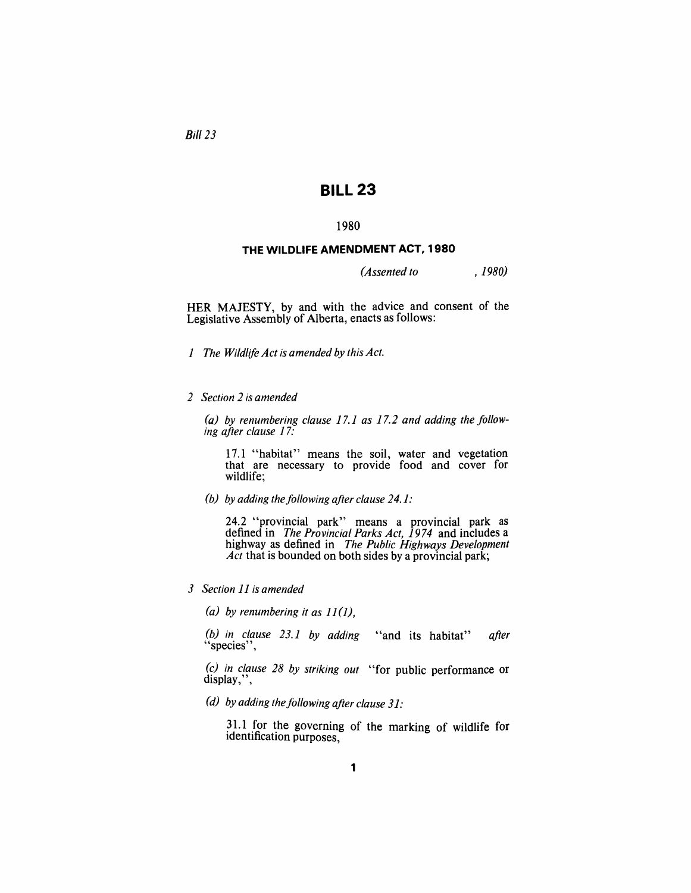*Bill 23*

# BILL 23

1980

## THE WILDLIFE AMENDMENT ACT, 1980

*(Assented to , 1980)*

HER MAJESTY, by and with the advice and consent of the Legislative Assembly of Alberta, enacts as follows:

*1 The Wildlife Act is amended by this Act.*

*2 Section 2 is amended*

*(a) by renumbering clause 17.1 as 17.2 and adding the following after clause 17:*

17.1 "habitat" means the soil, water and vegetation that are necessary to provide food and cover for wildlife;

*(b) by adding the following after clause 24.1:*

24.2 "provincial park" means a provincial park as defined in *The Provincial Parks Act, 1974* and includes a highway as defined in *The Public Highways Development Act* that is bounded on both sides by a provincial park;

*3 Section 11 is amended*

*(a) by renumbering it as 11(1),*

*(b) in clause 23.1 by adding* "and its habitat" *after* "species",

*(c) in clause 28 by striking out* "for public performance or display,",

*(d) by adding the following after clause 31:*

31.1 for the governing of the marking of wildlife for identification purposes,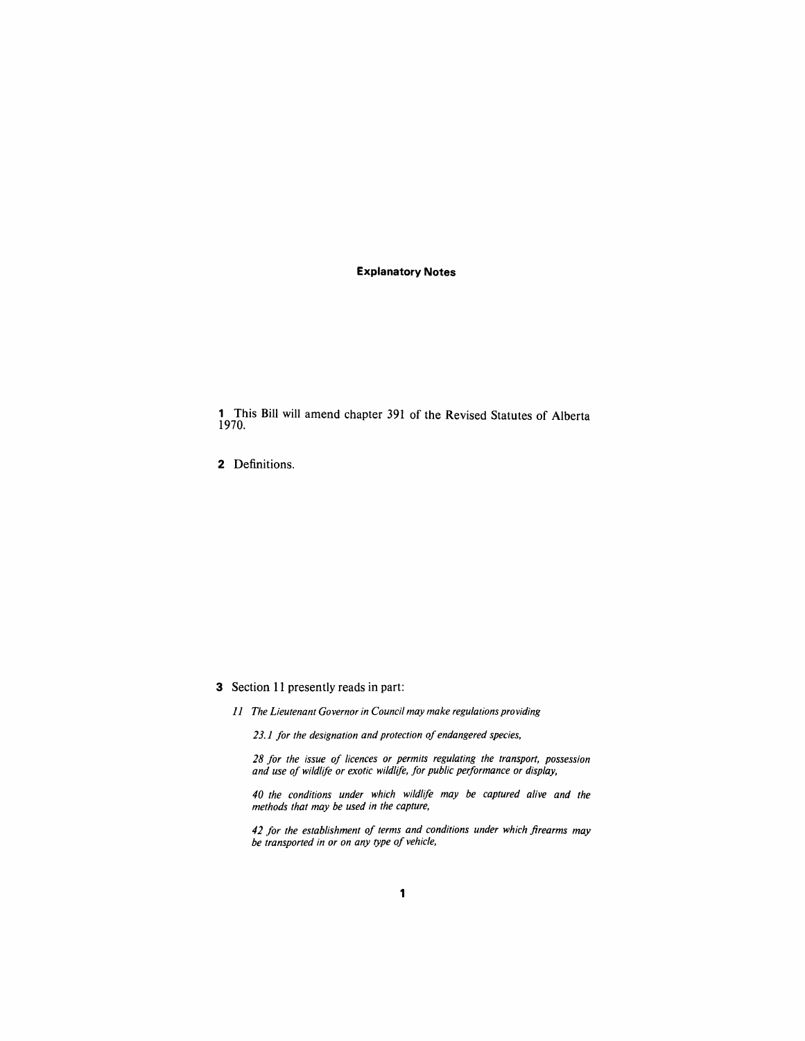## Explanatory Notes

**1** This Bill will amend chapter 391 of the Revised Statutes of Alberta 1970.

**2** Definitions.

**3** Section 11 presently reads in part:

> *11 The Lieutenant Governor in Council may make regulations providing*
>
> *23.1 for the designation and protection of endangered species,*
>
> *28 for the issue of licences or permits regulating the transport, possession and use of wildlife or exotic wildlife, for public performance or display,*
>
> *40 the conditions under which wildlife may be captured alive and the methods that may be used in the capture,*
>
> *42 for the establishment of terms and conditions under which firearms may be transported in or on any type of vehicle,*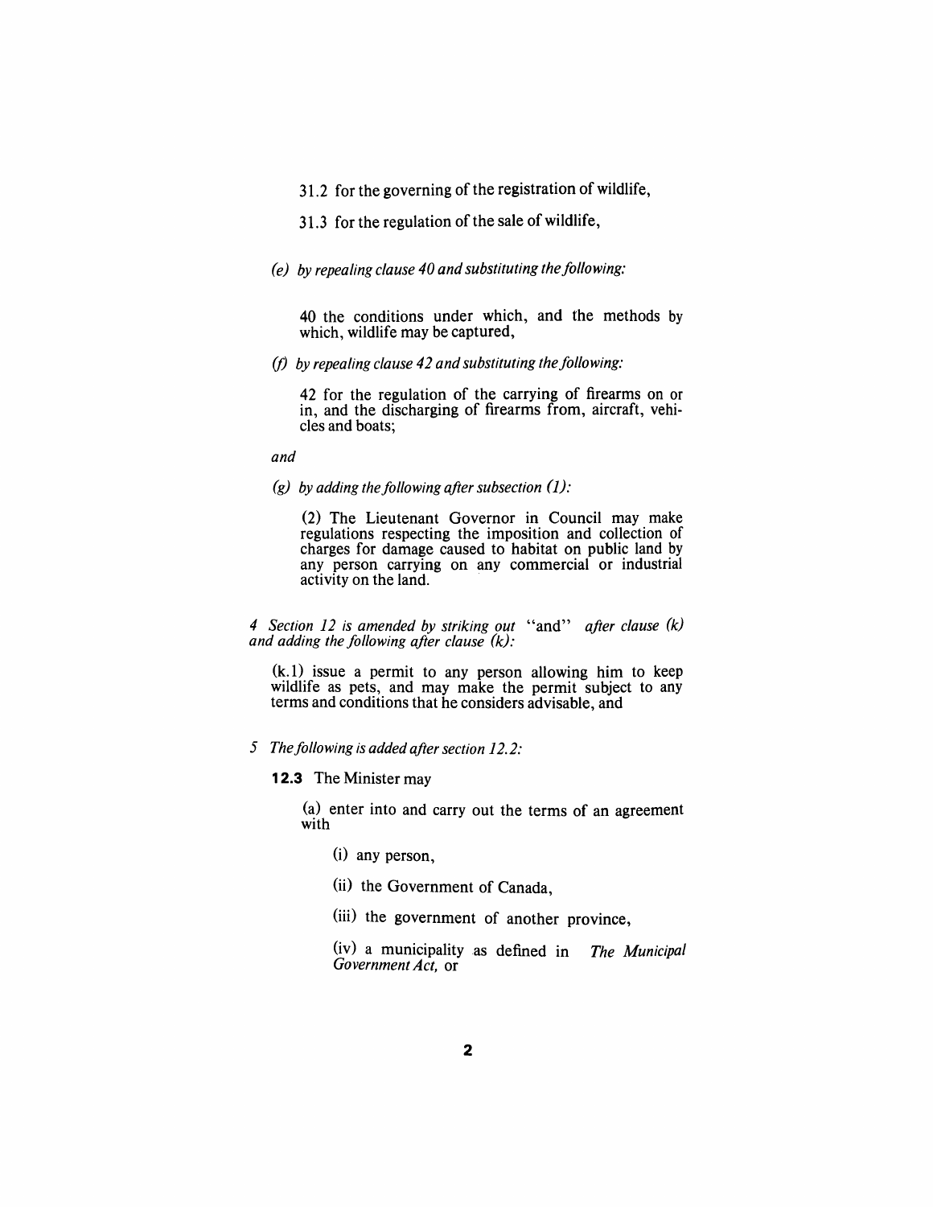31.2 for the governing of the registration of wildlife,

31.3 for the regulation of the sale of wildlife,

*(e) by repealing clause 40 and substituting the following:*

40 the conditions under which, and the methods by which, wildlife may be captured,

*(f) by repealing clause 42 and substituting the following:*

42 for the regulation of the carrying of firearms on or in, and the discharging of firearms from, aircraft, vehicles and boats;

*and*

*(g) by adding the following after subsection (1):*

(2) The Lieutenant Governor in Council may make regulations respecting the imposition and collection of charges for damage caused to habitat on public land by any person carrying on any commercial or industrial activity on the land.

*4 Section 12 is amended by striking out* "and" *after clause (k) and adding the following after clause (k):*

(k.1) issue a permit to any person allowing him to keep wildlife as pets, and may make the permit subject to any terms and conditions that he considers advisable, and

*5 The following is added after section 12.2:*

**12.3** The Minister may

(a) enter into and carry out the terms of an agreement with

(i) any person,

(ii) the Government of Canada,

(iii) the government of another province,

(iv) a municipality as defined in *The Municipal Government Act,* or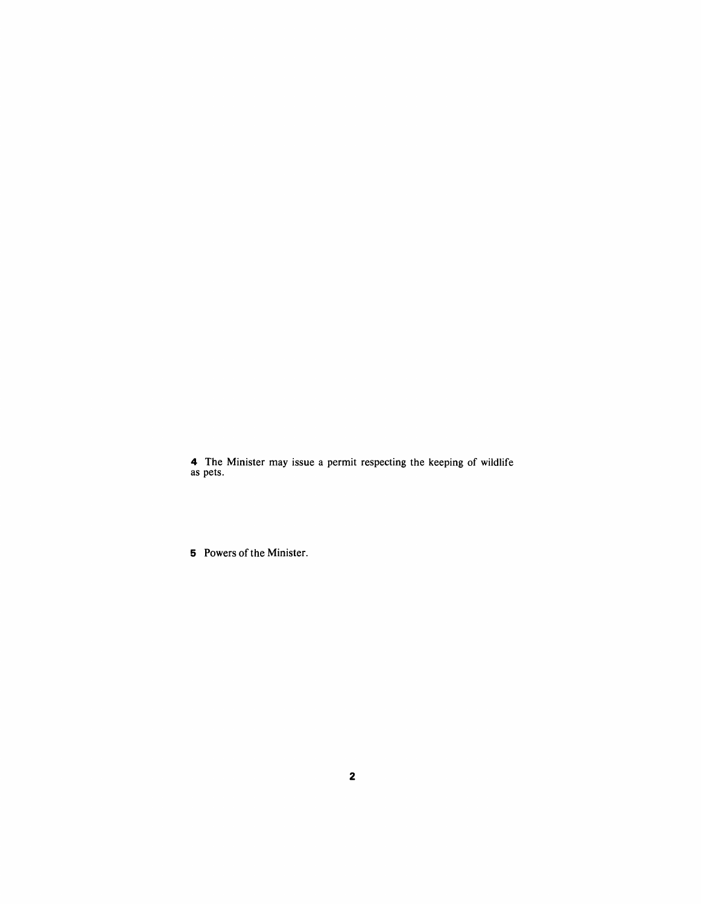**4** The Minister may issue a permit respecting the keeping of wildlife as pets.

**5** Powers of the Minister.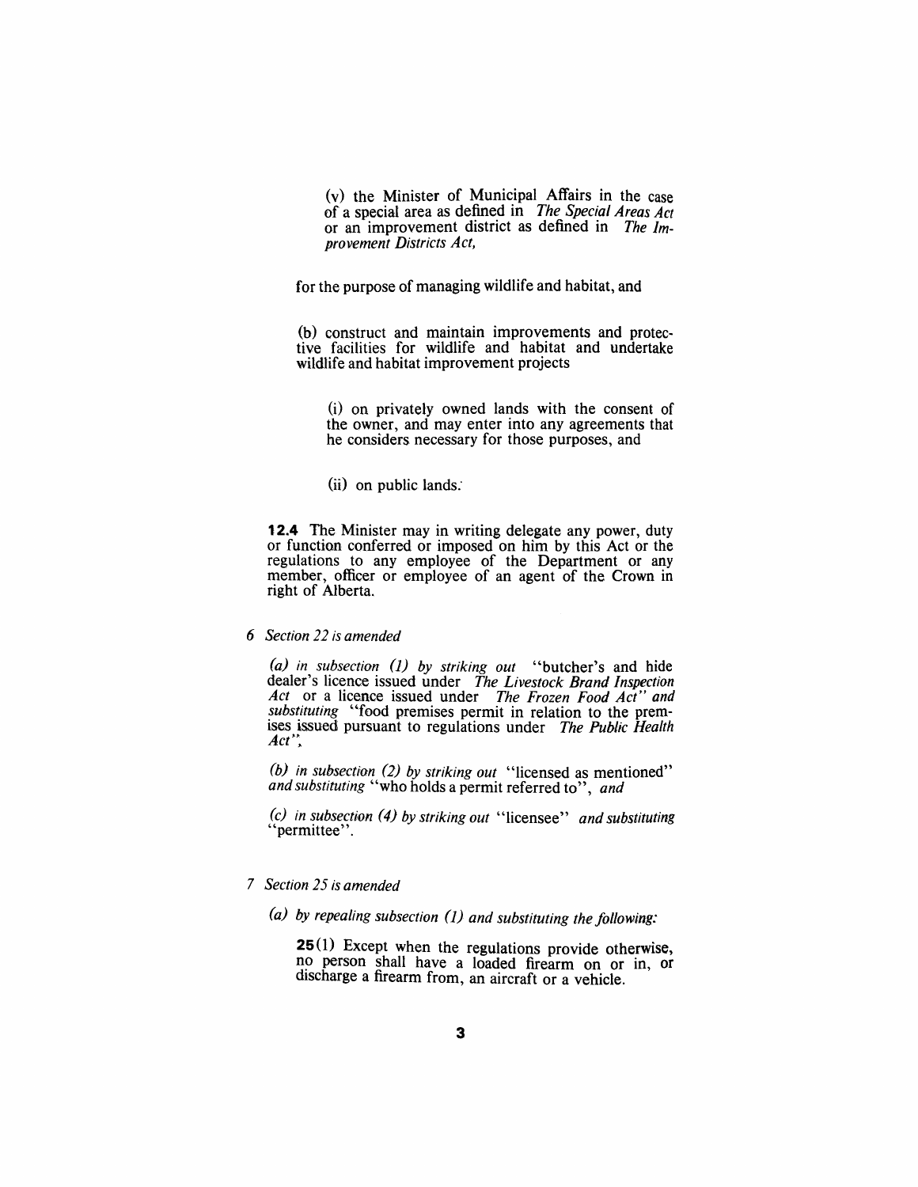(v) the Minister of Municipal Affairs in the case of a special area as defined in *The Special Areas Act* or an improvement district as defined in *The Improvement Districts Act,*

for the purpose of managing wildlife and habitat, and

(b) construct and maintain improvements and protective facilities for wildlife and habitat and undertake wildlife and habitat improvement projects

(i) on privately owned lands with the consent of the owner, and may enter into any agreements that he considers necessary for those purposes, and

(ii) on public lands.

**12.4** The Minister may in writing delegate any power, duty or function conferred or imposed on him by this Act or the regulations to any employee of the Department or any member, officer or employee of an agent of the Crown in right of Alberta.

*6 Section 22 is amended*

*(a) in subsection (1) by striking out* "butcher's and hide dealer's licence issued under *The Livestock Brand Inspection Act* or a licence issued under *The Frozen Food Act*" *and substituting* "food premises permit in relation to the premises issued pursuant to regulations under *The Public Health Act*",

*(b) in subsection (2) by striking out* "licensed as mentioned" *and substituting* "who holds a permit referred to", *and*

*(c) in subsection (4) by striking out* "licensee" *and substituting* "permittee".

*7 Section 25 is amended*

*(a) by repealing subsection (1) and substituting the following:*

**25**(1) Except when the regulations provide otherwise, no person shall have a loaded firearm on or in, or discharge a firearm from, an aircraft or a vehicle.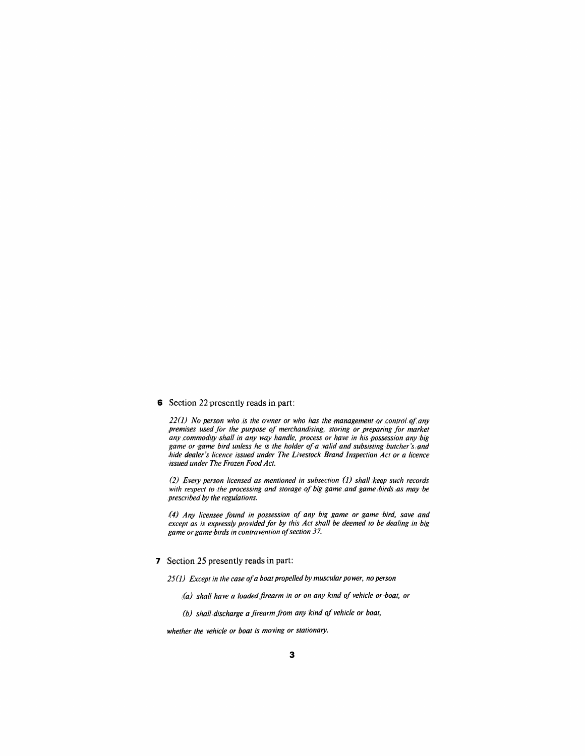**6** Section 22 presently reads in part:

*22(1) No person who is the owner or who has the management or control of any premises used for the purpose of merchandising, storing or preparing for market any commodity shall in any way handle, process or have in his possession any big game or game bird unless he is the holder of a valid and subsisting butcher's and hide dealer's licence issued under The Livestock Brand Inspection Act or a licence issued under The Frozen Food Act.*

*(2) Every person licensed as mentioned in subsection (1) shall keep such records with respect to the processing and storage of big game and game birds as may be prescribed by the regulations.*

*(4) Any licensee found in possession of any big game or game bird, save and except as is expressly provided for by this Act shall be deemed to be dealing in big game or game birds in contravention of section 37.*

**7** Section 25 presently reads in part:

*25(1) Except in the case of a boat propelled by muscular power, no person*

*(a) shall have a loaded firearm in or on any kind of vehicle or boat, or*

*(b) shall discharge a firearm from any kind of vehicle or boat,*

*whether the vehicle or boat is moving or stationary.*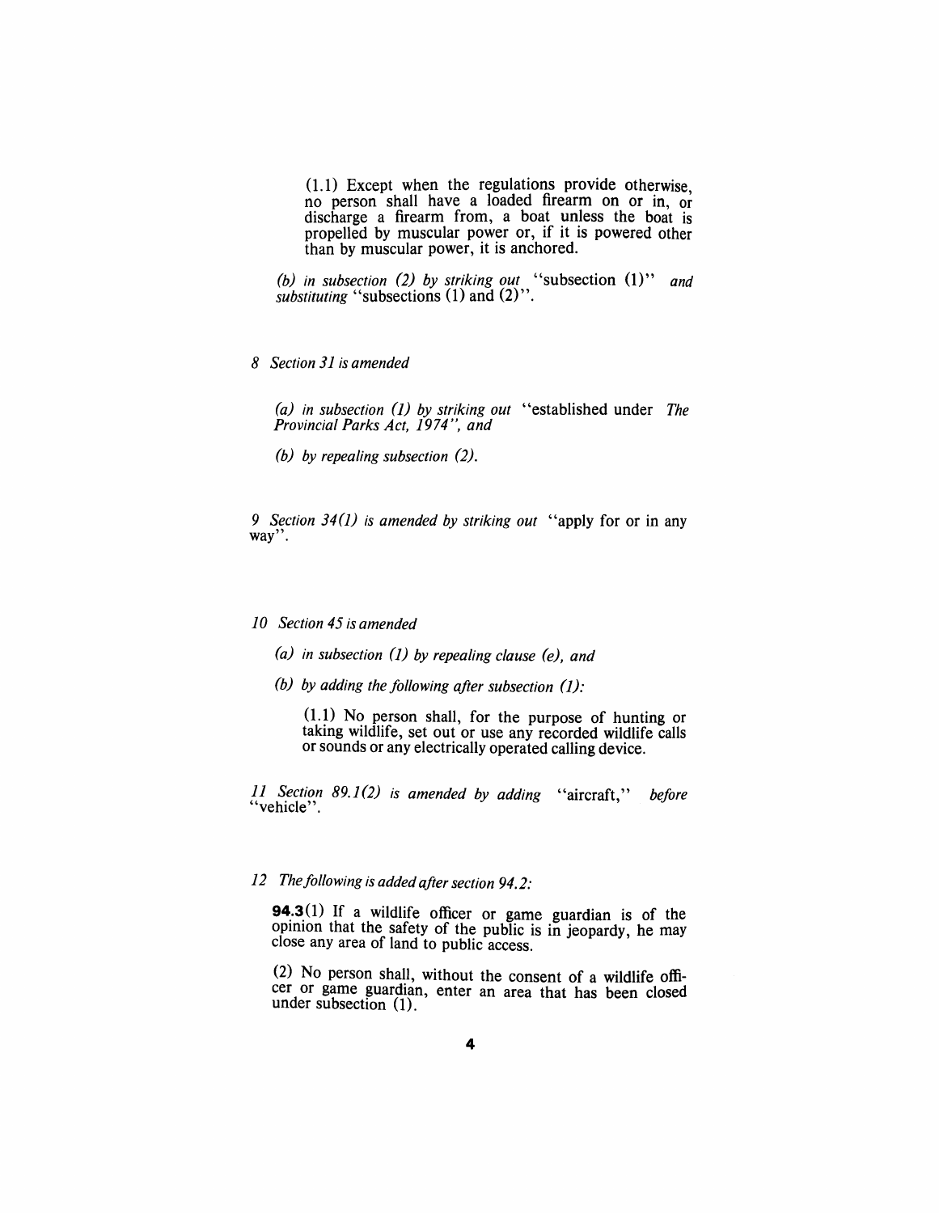(1.1) Except when the regulations provide otherwise, no person shall have a loaded firearm on or in, or discharge a firearm from, a boat unless the boat is propelled by muscular power or, if it is powered other than by muscular power, it is anchored.

*(b) in subsection (2) by striking out* "subsection (1)" *and substituting* "subsections (1) and (2)".

*8 Section 31 is amended*

*(a) in subsection (1) by striking out* "established under *The Provincial Parks Act, 1974*", *and*

*(b) by repealing subsection (2).*

*9 Section 34(1) is amended by striking out* "apply for or in any way".

*10 Section 45 is amended*

*(a) in subsection (1) by repealing clause (e), and*

*(b) by adding the following after subsection (1):*

(1.1) No person shall, for the purpose of hunting or taking wildlife, set out or use any recorded wildlife calls or sounds or any electrically operated calling device.

*11 Section 89.1(2) is amended by adding* "aircraft," *before* "vehicle".

*12 The following is added after section 94.2:*

**94.3**(1) If a wildlife officer or game guardian is of the opinion that the safety of the public is in jeopardy, he may close any area of land to public access.

(2) No person shall, without the consent of a wildlife officer or game guardian, enter an area that has been closed under subsection (1).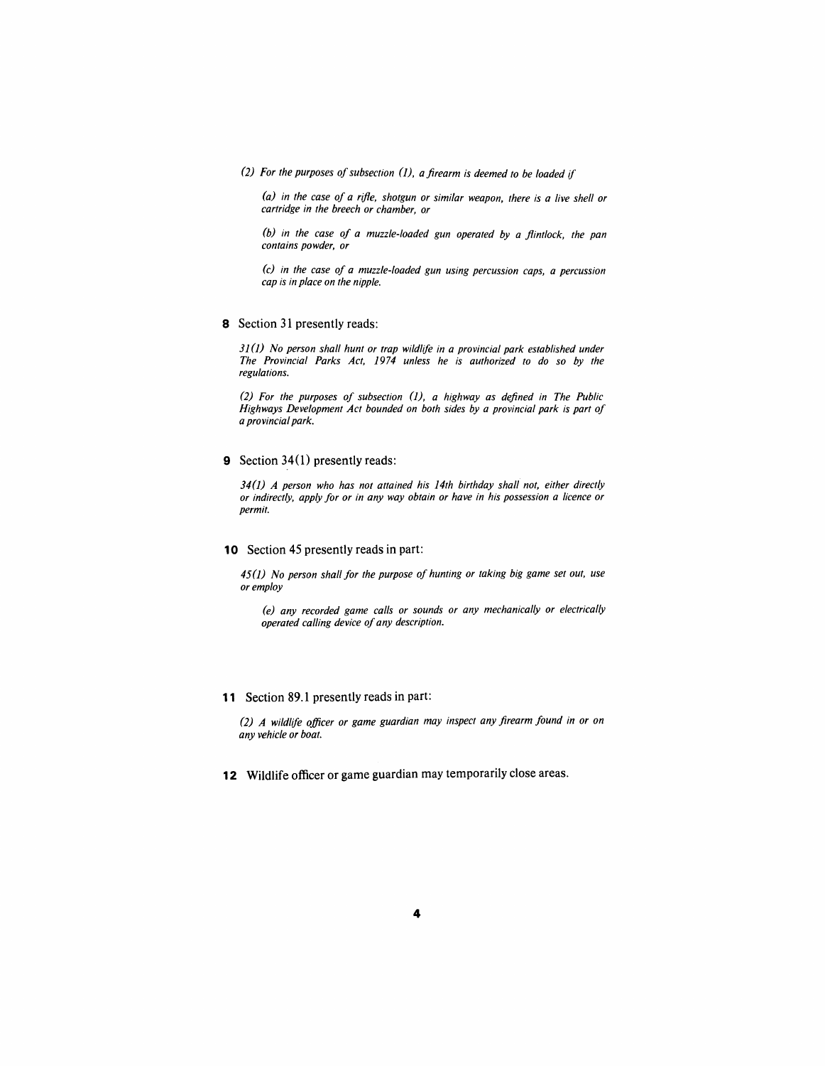*(2) For the purposes of subsection (1), a firearm is deemed to be loaded if*

*(a) in the case of a rifle, shotgun or similar weapon, there is a live shell or cartridge in the breech or chamber, or*

*(b) in the case of a muzzle-loaded gun operated by a flintlock, the pan contains powder, or*

*(c) in the case of a muzzle-loaded gun using percussion caps, a percussion cap is in place on the nipple.*

**8** Section 31 presently reads:

*31(1) No person shall hunt or trap wildlife in a provincial park established under The Provincial Parks Act, 1974 unless he is authorized to do so by the regulations.*

*(2) For the purposes of subsection (1), a highway as defined in The Public Highways Development Act bounded on both sides by a provincial park is part of a provincial park.*

**9** Section 34(1) presently reads:

*34(1) A person who has not attained his 14th birthday shall not, either directly or indirectly, apply for or in any way obtain or have in his possession a licence or permit.*

**10** Section 45 presently reads in part:

*45(1) No person shall for the purpose of hunting or taking big game set out, use or employ*

*(e) any recorded game calls or sounds or any mechanically or electrically operated calling device of any description.*

**11** Section 89.1 presently reads in part:

*(2) A wildlife officer or game guardian may inspect any firearm found in or on any vehicle or boat.*

**12** Wildlife officer or game guardian may temporarily close areas.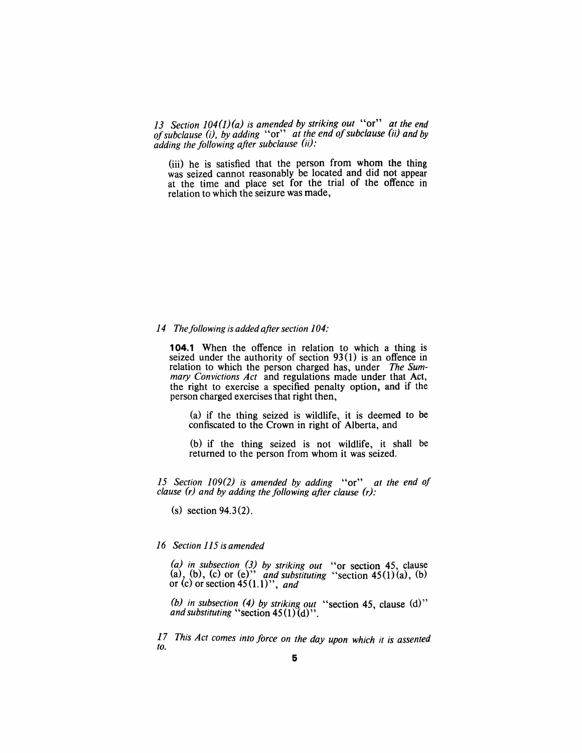*13 Section 104(1)(a) is amended by striking out* "or" *at the end of subclause (i), by adding* "or" *at the end of subclause (ii) and by adding the following after subclause (ii):*

> (iii) he is satisfied that the person from whom the thing was seized cannot reasonably be located and did not appear at the time and place set for the trial of the offence in relation to which the seizure was made,

*14 The following is added after section 104:*

> **104.1** When the offence in relation to which a thing is seized under the authority of section 93(1) is an offence in relation to which the person charged has, under *The Summary Convictions Act* and regulations made under that Act, the right to exercise a specified penalty option, and if the person charged exercises that right then,
>
> (a) if the thing seized is wildlife, it is deemed to be confiscated to the Crown in right of Alberta, and
>
> (b) if the thing seized is not wildlife, it shall be returned to the person from whom it was seized.

*15 Section 109(2) is amended by adding* "or" *at the end of clause (r) and by adding the following after clause (r):*

> (s) section 94.3(2).

*16 Section 115 is amended*

> *(a) in subsection (3) by striking out* "or section 45, clause (a), (b), (c) or (e)" *and substituting* "section 45(1)(a), (b) or (c) or section 45(1.1)", *and*
>
> *(b) in subsection (4) by striking out* "section 45, clause (d)" *and substituting* "section 45(1)(d)".

*17 This Act comes into force on the day upon which it is assented to.*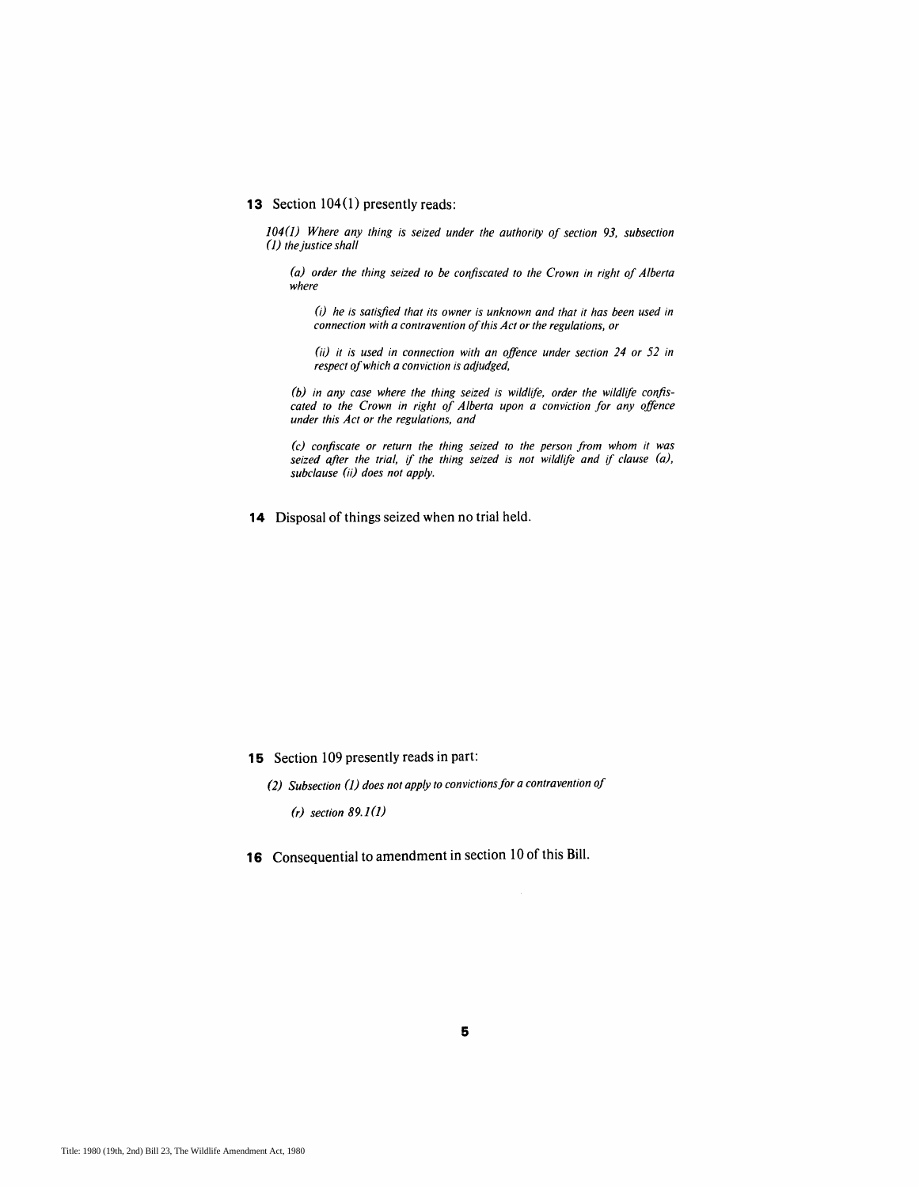**13** Section 104(1) presently reads:

*104(1) Where any thing is seized under the authority of section 93, subsection (1) the justice shall*

*(a) order the thing seized to be confiscated to the Crown in right of Alberta where*

*(i) he is satisfied that its owner is unknown and that it has been used in connection with a contravention of this Act or the regulations, or*

*(ii) it is used in connection with an offence under section 24 or 52 in respect of which a conviction is adjudged,*

*(b) in any case where the thing seized is wildlife, order the wildlife confiscated to the Crown in right of Alberta upon a conviction for any offence under this Act or the regulations, and*

*(c) confiscate or return the thing seized to the person from whom it was seized after the trial, if the thing seized is not wildlife and if clause (a), subclause (ii) does not apply.*

**14** Disposal of things seized when no trial held.

**15** Section 109 presently reads in part:

*(2) Subsection (1) does not apply to convictions for a contravention of*

*(r) section 89.1(1)*

**16** Consequential to amendment in section 10 of this Bill.